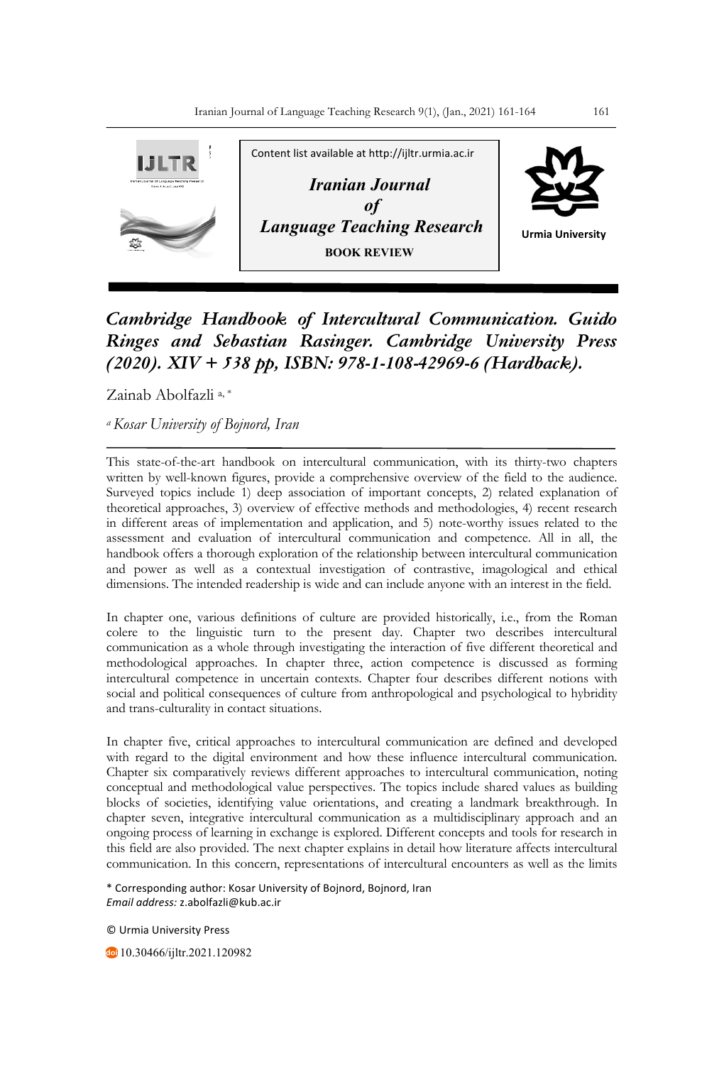Content list available at http://ijltr.urmia.ac.ir

*Iranian Journal of Language Teaching Research*

**BOOK REVIEW**

Urmia University

# *Cambridge Handbook of Intercultural Communication. Guido Ringes and Sebastian Rasinger. Cambridge University Press (2020). XIV + 538 pp, ISBN: 978-1-108-42969-6 (Hardback).*

Zainab Abolfazli [a, *]

[a] *Kosar University of Bojnord, Iran*

---

This state-of-the-art handbook on intercultural communication, with its thirty-two chapters written by well-known figures, provide a comprehensive overview of the field to the audience. Surveyed topics include 1) deep association of important concepts, 2) related explanation of theoretical approaches, 3) overview of effective methods and methodologies, 4) recent research in different areas of implementation and application, and 5) note-worthy issues related to the assessment and evaluation of intercultural communication and competence. All in all, the handbook offers a thorough exploration of the relationship between intercultural communication and power as well as a contextual investigation of contrastive, imagological and ethical dimensions. The intended readership is wide and can include anyone with an interest in the field.

In chapter one, various definitions of culture are provided historically, i.e., from the Roman colere to the linguistic turn to the present day. Chapter two describes intercultural communication as a whole through investigating the interaction of five different theoretical and methodological approaches. In chapter three, action competence is discussed as forming intercultural competence in uncertain contexts. Chapter four describes different notions with social and political consequences of culture from anthropological and psychological to hybridity and trans-culturality in contact situations.

In chapter five, critical approaches to intercultural communication are defined and developed with regard to the digital environment and how these influence intercultural communication. Chapter six comparatively reviews different approaches to intercultural communication, noting conceptual and methodological value perspectives. The topics include shared values as building blocks of societies, identifying value orientations, and creating a landmark breakthrough. In chapter seven, integrative intercultural communication as a multidisciplinary approach and an ongoing process of learning in exchange is explored. Different concepts and tools for research in this field are also provided. The next chapter explains in detail how literature affects intercultural communication. In this concern, representations of intercultural encounters as well as the limits

* Corresponding author: Kosar University of Bojnord, Bojnord, Iran
*Email address:* z.abolfazli@kub.ac.ir

© Urmia University Press

10.30466/ijltr.2021.120982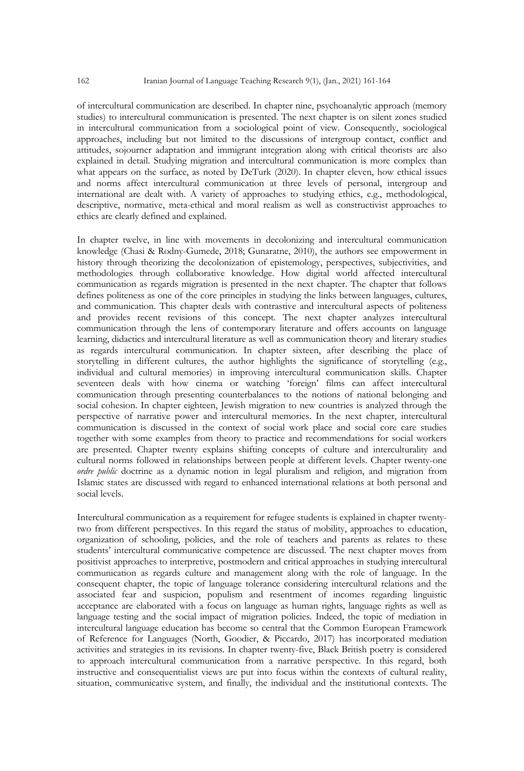of intercultural communication are described. In chapter nine, psychoanalytic approach (memory studies) to intercultural communication is presented. The next chapter is on silent zones studied in intercultural communication from a sociological point of view. Consequently, sociological approaches, including but not limited to the discussions of intergroup contact, conflict and attitudes, sojourner adaptation and immigrant integration along with critical theorists are also explained in detail. Studying migration and intercultural communication is more complex than what appears on the surface, as noted by DeTurk (2020). In chapter eleven, how ethical issues and norms affect intercultural communication at three levels of personal, intergroup and international are dealt with. A variety of approaches to studying ethics, e.g., methodological, descriptive, normative, meta-ethical and moral realism as well as constructivist approaches to ethics are clearly defined and explained.

In chapter twelve, in line with movements in decolonizing and intercultural communication knowledge (Chasi & Rodny-Gumede, 2018; Gunaratne, 2010), the authors see empowerment in history through theorizing the decolonization of epistemology, perspectives, subjectivities, and methodologies through collaborative knowledge. How digital world affected intercultural communication as regards migration is presented in the next chapter. The chapter that follows defines politeness as one of the core principles in studying the links between languages, cultures, and communication. This chapter deals with contrastive and intercultural aspects of politeness and provides recent revisions of this concept. The next chapter analyzes intercultural communication through the lens of contemporary literature and offers accounts on language learning, didactics and intercultural literature as well as communication theory and literary studies as regards intercultural communication. In chapter sixteen, after describing the place of storytelling in different cultures, the author highlights the significance of storytelling (e.g., individual and cultural memories) in improving intercultural communication skills. Chapter seventeen deals with how cinema or watching 'foreign' films can affect intercultural communication through presenting counterbalances to the notions of national belonging and social cohesion. In chapter eighteen, Jewish migration to new countries is analyzed through the perspective of narrative power and intercultural memories. In the next chapter, intercultural communication is discussed in the context of social work place and social core care studies together with some examples from theory to practice and recommendations for social workers are presented. Chapter twenty explains shifting concepts of culture and interculturality and cultural norms followed in relationships between people at different levels. Chapter twenty-one *ordre public* doctrine as a dynamic notion in legal pluralism and religion, and migration from Islamic states are discussed with regard to enhanced international relations at both personal and social levels.

Intercultural communication as a requirement for refugee students is explained in chapter twenty-two from different perspectives. In this regard the status of mobility, approaches to education, organization of schooling, policies, and the role of teachers and parents as relates to these students' intercultural communicative competence are discussed. The next chapter moves from positivist approaches to interpretive, postmodern and critical approaches in studying intercultural communication as regards culture and management along with the role of language. In the consequent chapter, the topic of language tolerance considering intercultural relations and the associated fear and suspicion, populism and resentment of incomes regarding linguistic acceptance are elaborated with a focus on language as human rights, language rights as well as language testing and the social impact of migration policies. Indeed, the topic of mediation in intercultural language education has become so central that the Common European Framework of Reference for Languages (North, Goodier, & Piccardo, 2017) has incorporated mediation activities and strategies in its revisions. In chapter twenty-five, Black British poetry is considered to approach intercultural communication from a narrative perspective. In this regard, both instructive and consequentialist views are put into focus within the contexts of cultural reality, situation, communicative system, and finally, the individual and the institutional contexts. The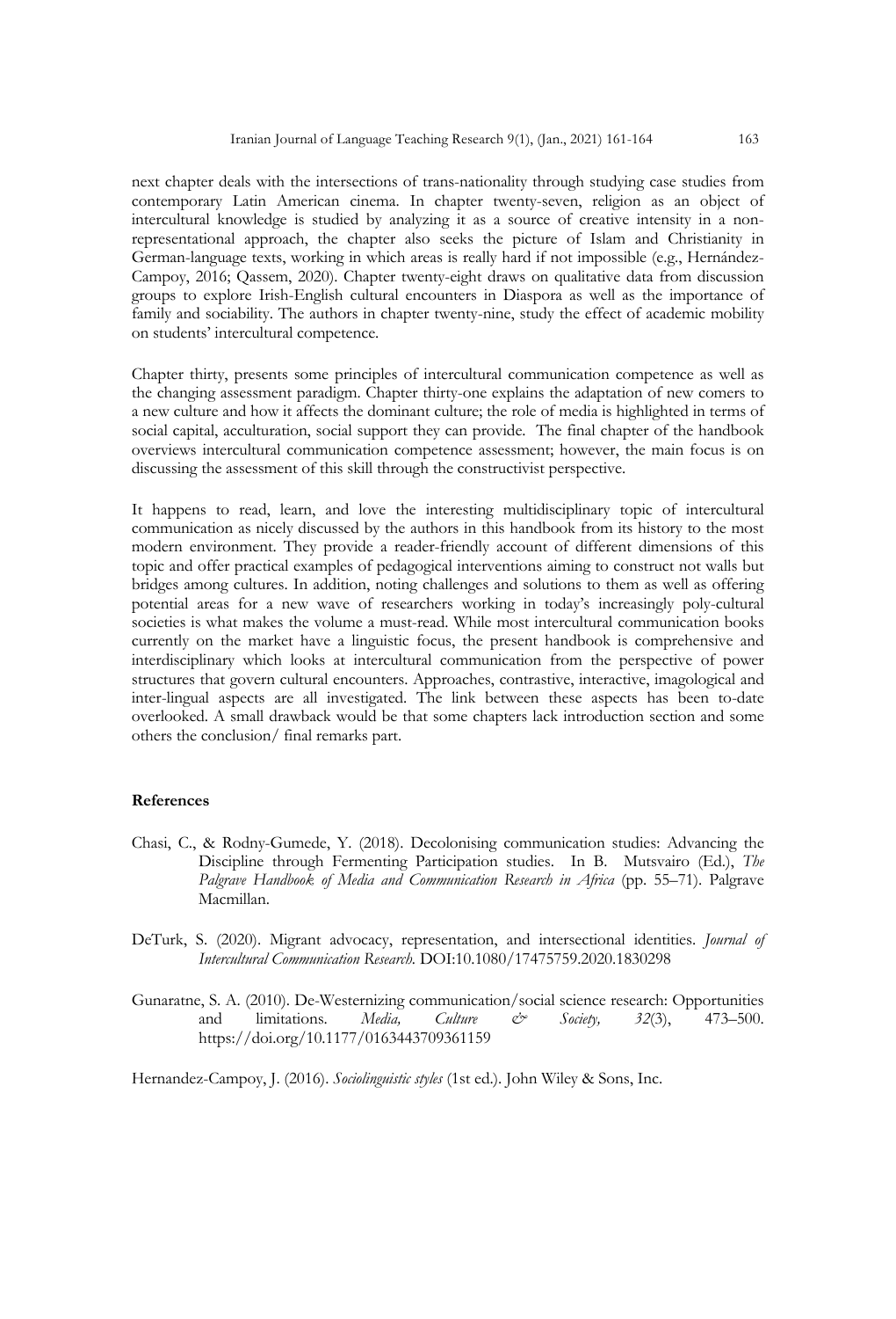next chapter deals with the intersections of trans-nationality through studying case studies from contemporary Latin American cinema. In chapter twenty-seven, religion as an object of intercultural knowledge is studied by analyzing it as a source of creative intensity in a non-representational approach, the chapter also seeks the picture of Islam and Christianity in German-language texts, working in which areas is really hard if not impossible (e.g., Hernández-Campoy, 2016; Qassem, 2020). Chapter twenty-eight draws on qualitative data from discussion groups to explore Irish-English cultural encounters in Diaspora as well as the importance of family and sociability. The authors in chapter twenty-nine, study the effect of academic mobility on students' intercultural competence.

Chapter thirty, presents some principles of intercultural communication competence as well as the changing assessment paradigm. Chapter thirty-one explains the adaptation of new comers to a new culture and how it affects the dominant culture; the role of media is highlighted in terms of social capital, acculturation, social support they can provide. The final chapter of the handbook overviews intercultural communication competence assessment; however, the main focus is on discussing the assessment of this skill through the constructivist perspective.

It happens to read, learn, and love the interesting multidisciplinary topic of intercultural communication as nicely discussed by the authors in this handbook from its history to the most modern environment. They provide a reader-friendly account of different dimensions of this topic and offer practical examples of pedagogical interventions aiming to construct not walls but bridges among cultures. In addition, noting challenges and solutions to them as well as offering potential areas for a new wave of researchers working in today's increasingly poly-cultural societies is what makes the volume a must-read. While most intercultural communication books currently on the market have a linguistic focus, the present handbook is comprehensive and interdisciplinary which looks at intercultural communication from the perspective of power structures that govern cultural encounters. Approaches, contrastive, interactive, imagological and inter-lingual aspects are all investigated. The link between these aspects has been to-date overlooked. A small drawback would be that some chapters lack introduction section and some others the conclusion/ final remarks part.

## References

Chasi, C., & Rodny-Gumede, Y. (2018). Decolonising communication studies: Advancing the Discipline through Fermenting Participation studies. In B. Mutsvairo (Ed.), *The Palgrave Handbook of Media and Communication Research in Africa* (pp. 55–71). Palgrave Macmillan.

DeTurk, S. (2020). Migrant advocacy, representation, and intersectional identities. *Journal of Intercultural Communication Research*. DOI:10.1080/17475759.2020.1830298

Gunaratne, S. A. (2010). De-Westernizing communication/social science research: Opportunities and limitations. *Media, Culture & Society, 32*(3), 473–500. https://doi.org/10.1177/0163443709361159

Hernandez-Campoy, J. (2016). *Sociolinguistic styles* (1st ed.). John Wiley & Sons, Inc.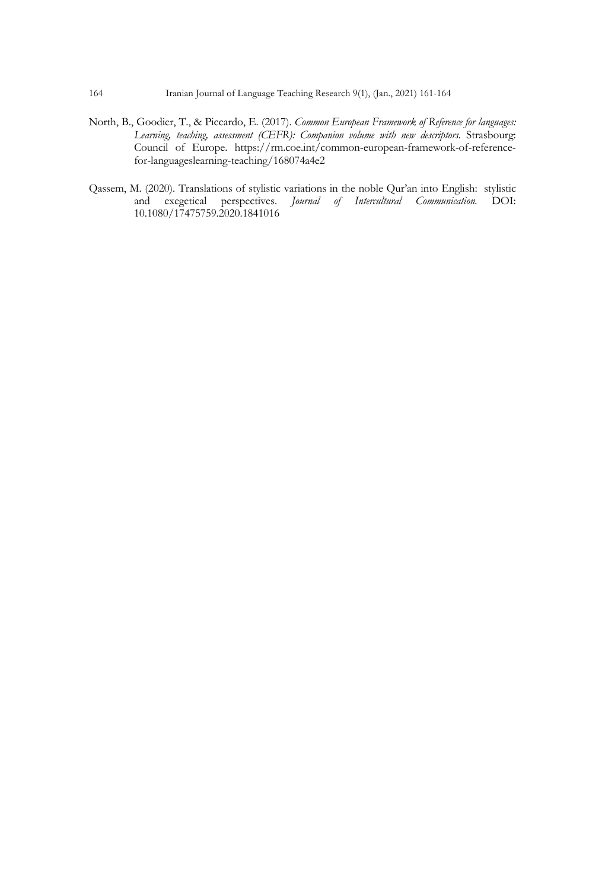North, B., Goodier, T., & Piccardo, E. (2017). *Common European Framework of Reference for languages: Learning, teaching, assessment (CEFR): Companion volume with new descriptors.* Strasbourg: Council of Europe. https://rm.coe.int/common-european-framework-of-reference-for-languageslearning-teaching/168074a4e2

Qassem, M. (2020). Translations of stylistic variations in the noble Qur'an into English: stylistic and exegetical perspectives. *Journal of Intercultural Communication.* DOI: 10.1080/17475759.2020.1841016